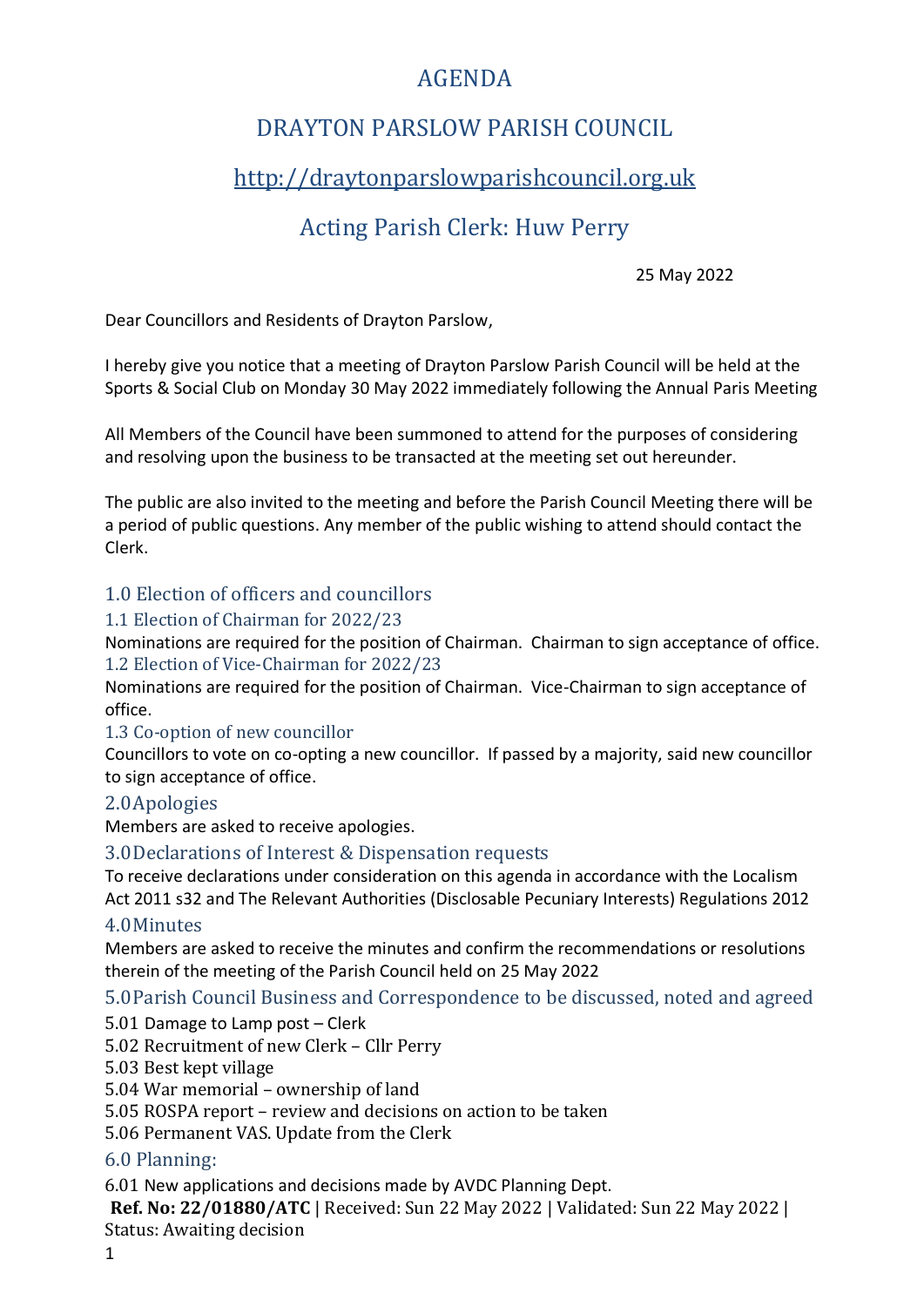# AGENDA

# DRAYTON PARSLOW PARISH COUNCIL

## http://draytonparslowparishcouncil.org.uk

## Acting Parish Clerk: Huw Perry

25 May 2022

Dear Councillors and Residents of Drayton Parslow,

I hereby give you notice that a meeting of Drayton Parslow Parish Council will be held at the Sports & Social Club on Monday 30 May 2022 immediately following the Annual Paris Meeting

All Members of the Council have been summoned to attend for the purposes of considering and resolving upon the business to be transacted at the meeting set out hereunder.

The public are also invited to the meeting and before the Parish Council Meeting there will be a period of public questions. Any member of the public wishing to attend should contact the Clerk.

### 1.0 Election of officers and councillors

#### 1.1 Election of Chairman for 2022/23

Nominations are required for the position of Chairman. Chairman to sign acceptance of office.

#### 1.2 Election of Vice-Chairman for 2022/23

Nominations are required for the position of Chairman. Vice-Chairman to sign acceptance of office.

#### 1.3 Co-option of new councillor

Councillors to vote on co-opting a new councillor. If passed by a majority, said new councillor to sign acceptance of office.

### 2.0 Apologies

Members are asked to receive apologies.

### 3.0 Declarations of Interest & Dispensation requests

To receive declarations under consideration on this agenda in accordance with the Localism Act 2011 s32 and The Relevant Authorities (Disclosable Pecuniary Interests) Regulations 2012

### 4.0 Minutes

Members are asked to receive the minutes and confirm the recommendations or resolutions therein of the meeting of the Parish Council held on 25 May 2022

### 5.0 Parish Council Business and Correspondence to be discussed, noted and agreed

5.01 Damage to Lamp post – Clerk
5.02 Recruitment of new Clerk – Cllr Perry
5.03 Best kept village
5.04 War memorial – ownership of land
5.05 ROSPA report – review and decisions on action to be taken
5.06 Permanent VAS. Update from the Clerk

### 6.0 Planning:

6.01 New applications and decisions made by AVDC Planning Dept.

**Ref. No: 22/01880/ATC** | Received: Sun 22 May 2022 | Validated: Sun 22 May 2022 | Status: Awaiting decision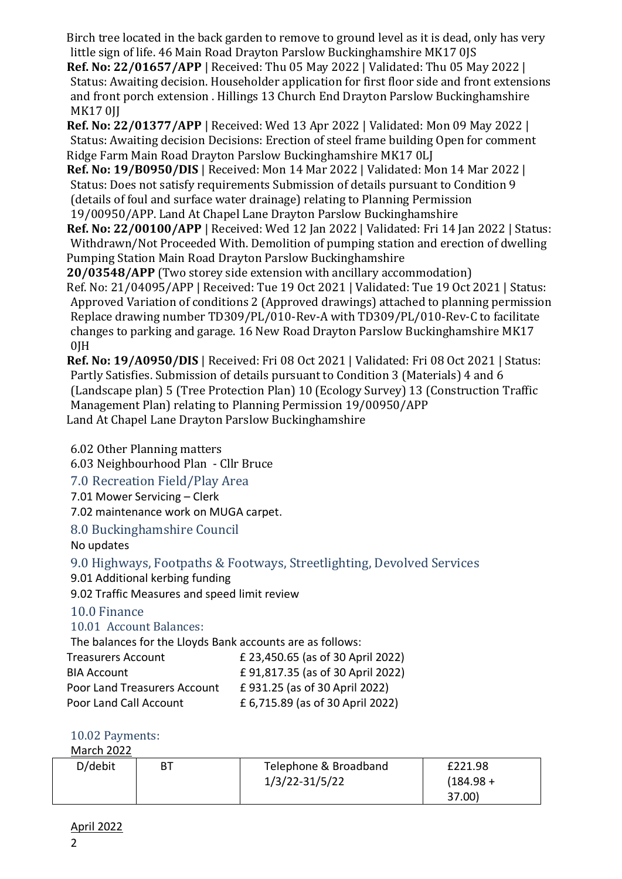Birch tree located in the back garden to remove to ground level as it is dead, only has very little sign of life. 46 Main Road Drayton Parslow Buckinghamshire MK17 0JS

**Ref. No: 22/01657/APP** | Received: Thu 05 May 2022 | Validated: Thu 05 May 2022 | Status: Awaiting decision. Householder application for first floor side and front extensions and front porch extension . Hillings 13 Church End Drayton Parslow Buckinghamshire MK17 0JJ

**Ref. No: 22/01377/APP** | Received: Wed 13 Apr 2022 | Validated: Mon 09 May 2022 | Status: Awaiting decision Decisions: Erection of steel frame building Open for comment Ridge Farm Main Road Drayton Parslow Buckinghamshire MK17 0LJ

**Ref. No: 19/B0950/DIS** | Received: Mon 14 Mar 2022 | Validated: Mon 14 Mar 2022 | Status: Does not satisfy requirements Submission of details pursuant to Condition 9 (details of foul and surface water drainage) relating to Planning Permission 19/00950/APP. Land At Chapel Lane Drayton Parslow Buckinghamshire

**Ref. No: 22/00100/APP** | Received: Wed 12 Jan 2022 | Validated: Fri 14 Jan 2022 | Status: Withdrawn/Not Proceeded With. Demolition of pumping station and erection of dwelling Pumping Station Main Road Drayton Parslow Buckinghamshire

**20/03548/APP** (Two storey side extension with ancillary accommodation)

Ref. No: 21/04095/APP | Received: Tue 19 Oct 2021 | Validated: Tue 19 Oct 2021 | Status: Approved Variation of conditions 2 (Approved drawings) attached to planning permission Replace drawing number TD309/PL/010-Rev-A with TD309/PL/010-Rev-C to facilitate changes to parking and garage. 16 New Road Drayton Parslow Buckinghamshire MK17 0JH

**Ref. No: 19/A0950/DIS** | Received: Fri 08 Oct 2021 | Validated: Fri 08 Oct 2021 | Status: Partly Satisfies. Submission of details pursuant to Condition 3 (Materials) 4 and 6 (Landscape plan) 5 (Tree Protection Plan) 10 (Ecology Survey) 13 (Construction Traffic Management Plan) relating to Planning Permission 19/00950/APP
Land At Chapel Lane Drayton Parslow Buckinghamshire

6.02 Other Planning matters

6.03 Neighbourhood Plan - Cllr Bruce

## 7.0 Recreation Field/Play Area

7.01 Mower Servicing – Clerk

7.02 maintenance work on MUGA carpet.

## 8.0 Buckinghamshire Council

No updates

## 9.0 Highways, Footpaths & Footways, Streetlighting, Devolved Services

9.01 Additional kerbing funding

9.02 Traffic Measures and speed limit review

## 10.0 Finance

### 10.01 Account Balances:

The balances for the Lloyds Bank accounts are as follows:

| | |
|---|---|
| Treasurers Account | £ 23,450.65 (as of 30 April 2022) |
| BIA Account | £ 91,817.35 (as of 30 April 2022) |
| Poor Land Treasurers Account | £ 931.25 (as of 30 April 2022) |
| Poor Land Call Account | £ 6,715.89 (as of 30 April 2022) |

### 10.02 Payments:

March 2022

| | | | |
|---|---|---|---|
| D/debit | BT | Telephone & Broadband 1/3/22-31/5/22 | £221.98 (184.98 + 37.00) |

April 2022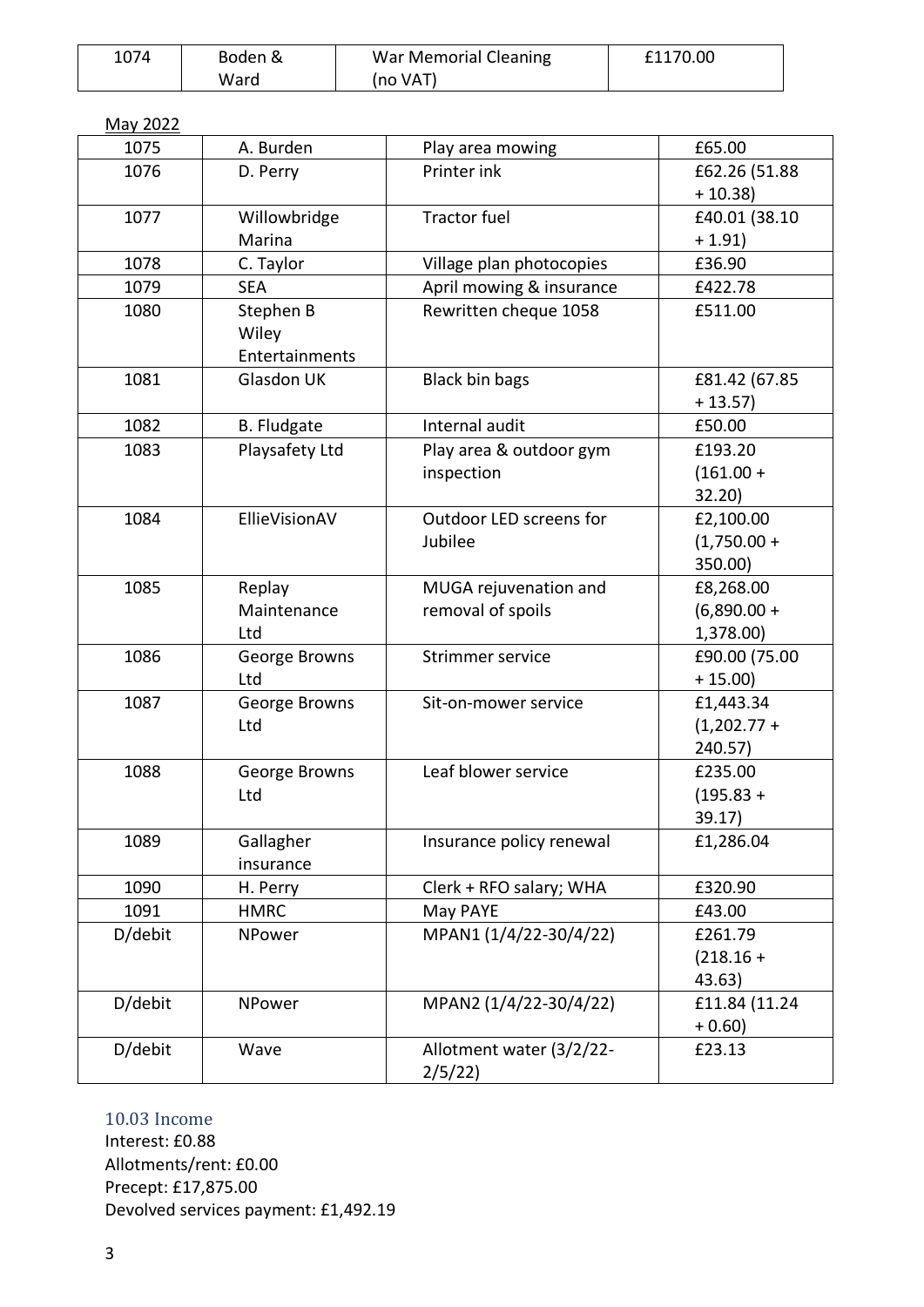| 1074 | Boden & Ward | War Memorial Cleaning (no VAT) | £1170.00 |
|---|---|---|---|

May 2022

| 1075 | A. Burden | Play area mowing | £65.00 |
|---|---|---|---|
| 1076 | D. Perry | Printer ink | £62.26 (51.88 + 10.38) |
| 1077 | Willowbridge Marina | Tractor fuel | £40.01 (38.10 + 1.91) |
| 1078 | C. Taylor | Village plan photocopies | £36.90 |
| 1079 | SEA | April mowing & insurance | £422.78 |
| 1080 | Stephen B Wiley Entertainments | Rewritten cheque 1058 | £511.00 |
| 1081 | Glasdon UK | Black bin bags | £81.42 (67.85 + 13.57) |
| 1082 | B. Fludgate | Internal audit | £50.00 |
| 1083 | Playsafety Ltd | Play area & outdoor gym inspection | £193.20 (161.00 + 32.20) |
| 1084 | EllieVisionAV | Outdoor LED screens for Jubilee | £2,100.00 (1,750.00 + 350.00) |
| 1085 | Replay Maintenance Ltd | MUGA rejuvenation and removal of spoils | £8,268.00 (6,890.00 + 1,378.00) |
| 1086 | George Browns Ltd | Strimmer service | £90.00 (75.00 + 15.00) |
| 1087 | George Browns Ltd | Sit-on-mower service | £1,443.34 (1,202.77 + 240.57) |
| 1088 | George Browns Ltd | Leaf blower service | £235.00 (195.83 + 39.17) |
| 1089 | Gallagher insurance | Insurance policy renewal | £1,286.04 |
| 1090 | H. Perry | Clerk + RFO salary; WHA | £320.90 |
| 1091 | HMRC | May PAYE | £43.00 |
| D/debit | NPower | MPAN1 (1/4/22-30/4/22) | £261.79 (218.16 + 43.63) |
| D/debit | NPower | MPAN2 (1/4/22-30/4/22) | £11.84 (11.24 + 0.60) |
| D/debit | Wave | Allotment water (3/2/22-2/5/22) | £23.13 |

### 10.03 Income

Interest: £0.88
Allotments/rent: £0.00
Precept: £17,875.00
Devolved services payment: £1,492.19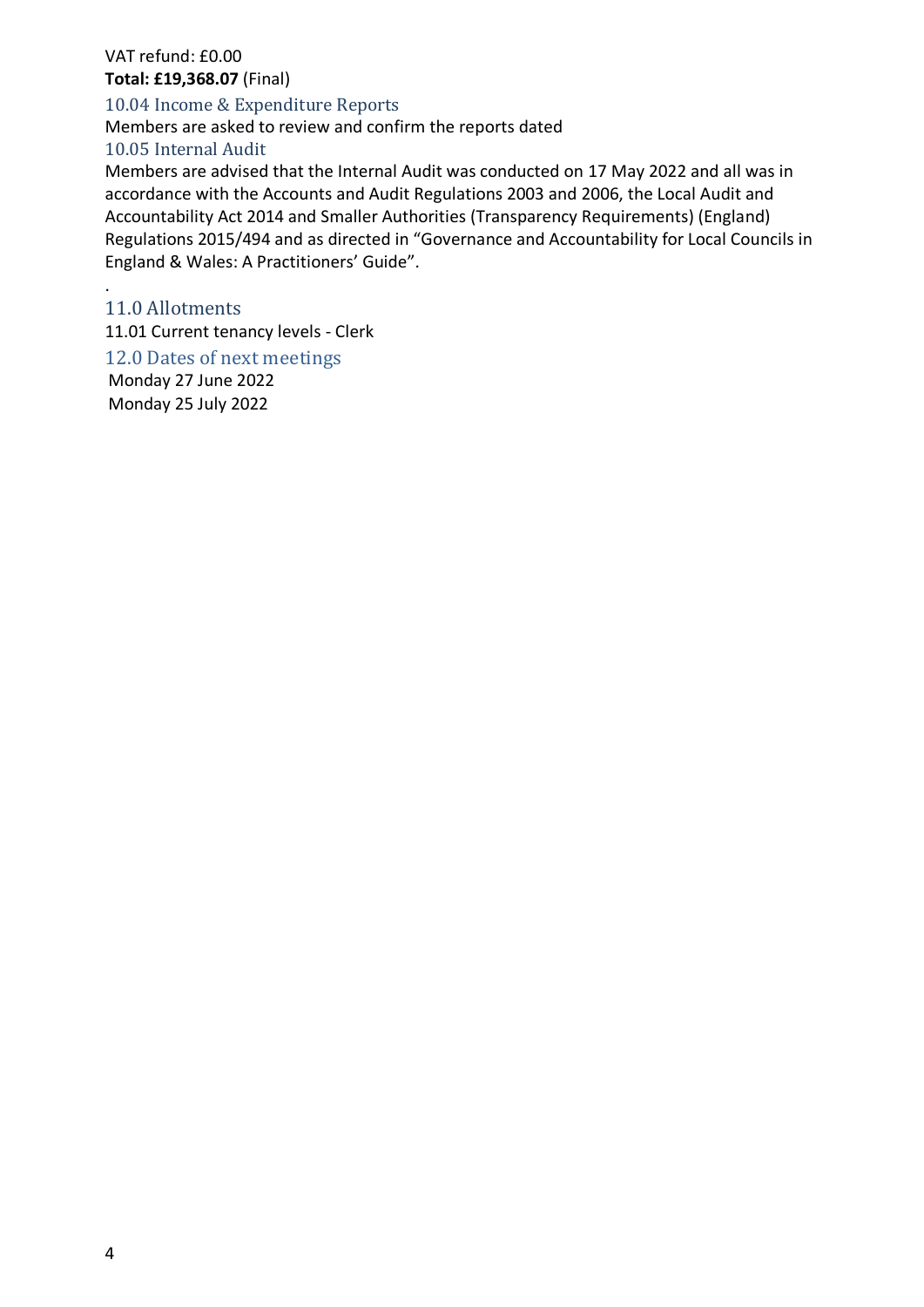VAT refund: £0.00

**Total: £19,368.07** (Final)

### 10.04 Income & Expenditure Reports

Members are asked to review and confirm the reports dated

### 10.05 Internal Audit

Members are advised that the Internal Audit was conducted on 17 May 2022 and all was in accordance with the Accounts and Audit Regulations 2003 and 2006, the Local Audit and Accountability Act 2014 and Smaller Authorities (Transparency Requirements) (England) Regulations 2015/494 and as directed in "Governance and Accountability for Local Councils in England & Wales: A Practitioners' Guide".

.

## 11.0 Allotments

11.01 Current tenancy levels - Clerk

## 12.0 Dates of next meetings

Monday 27 June 2022

Monday 25 July 2022